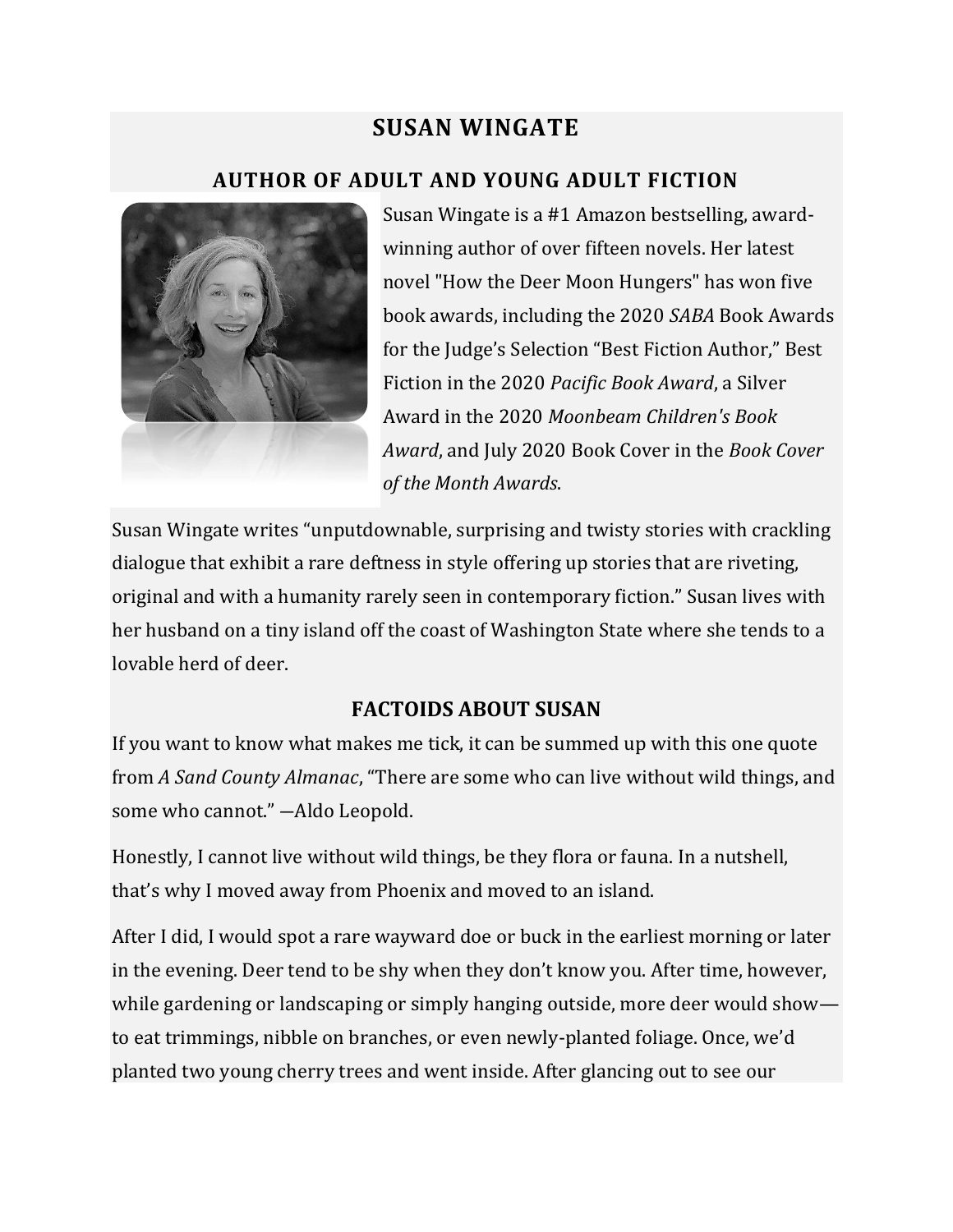# SUSAN WINGATE

## AUTHOR OF ADULT AND YOUNG ADULT FICTION

Susan Wingate is a #1 Amazon bestselling, award-winning author of over fifteen novels. Her latest novel "How the Deer Moon Hungers" has won five book awards, including the 2020 *SABA* Book Awards for the Judge's Selection "Best Fiction Author," Best Fiction in the 2020 *Pacific Book Award*, a Silver Award in the 2020 *Moonbeam Children's Book Award*, and July 2020 Book Cover in the *Book Cover of the Month Awards*.

Susan Wingate writes "unputdownable, surprising and twisty stories with crackling dialogue that exhibit a rare deftness in style offering up stories that are riveting, original and with a humanity rarely seen in contemporary fiction." Susan lives with her husband on a tiny island off the coast of Washington State where she tends to a lovable herd of deer.

## FACTOIDS ABOUT SUSAN

If you want to know what makes me tick, it can be summed up with this one quote from *A Sand County Almanac*, "There are some who can live without wild things, and some who cannot." —Aldo Leopold.

Honestly, I cannot live without wild things, be they flora or fauna. In a nutshell, that's why I moved away from Phoenix and moved to an island.

After I did, I would spot a rare wayward doe or buck in the earliest morning or later in the evening. Deer tend to be shy when they don't know you. After time, however, while gardening or landscaping or simply hanging outside, more deer would show—to eat trimmings, nibble on branches, or even newly-planted foliage. Once, we'd planted two young cherry trees and went inside. After glancing out to see our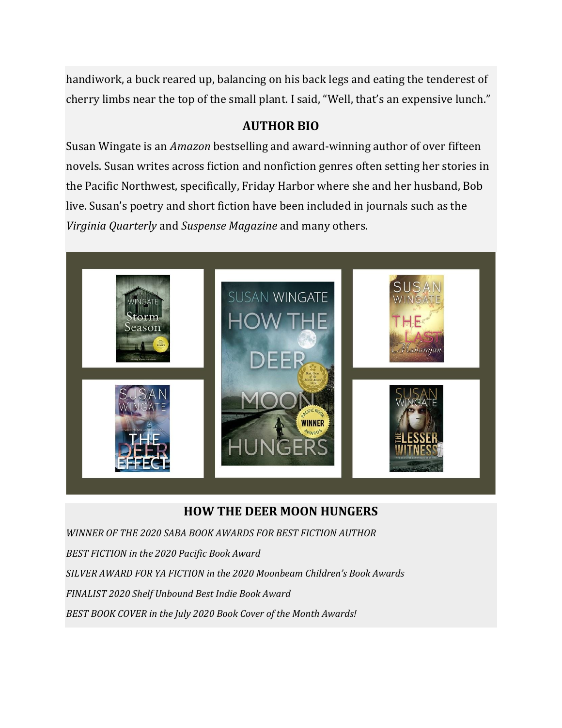handiwork, a buck reared up, balancing on his back legs and eating the tenderest of cherry limbs near the top of the small plant. I said, "Well, that's an expensive lunch."

## AUTHOR BIO

Susan Wingate is an *Amazon* bestselling and award-winning author of over fifteen novels. Susan writes across fiction and nonfiction genres often setting her stories in the Pacific Northwest, specifically, Friday Harbor where she and her husband, Bob live. Susan's poetry and short fiction have been included in journals such as the *Virginia Quarterly* and *Suspense Magazine* and many others.

## HOW THE DEER MOON HUNGERS

*WINNER OF THE 2020 SABA BOOK AWARDS FOR BEST FICTION AUTHOR*

*BEST FICTION in the 2020 Pacific Book Award*

*SILVER AWARD FOR YA FICTION in the 2020 Moonbeam Children's Book Awards*

*FINALIST 2020 Shelf Unbound Best Indie Book Award*

*BEST BOOK COVER in the July 2020 Book Cover of the Month Awards!*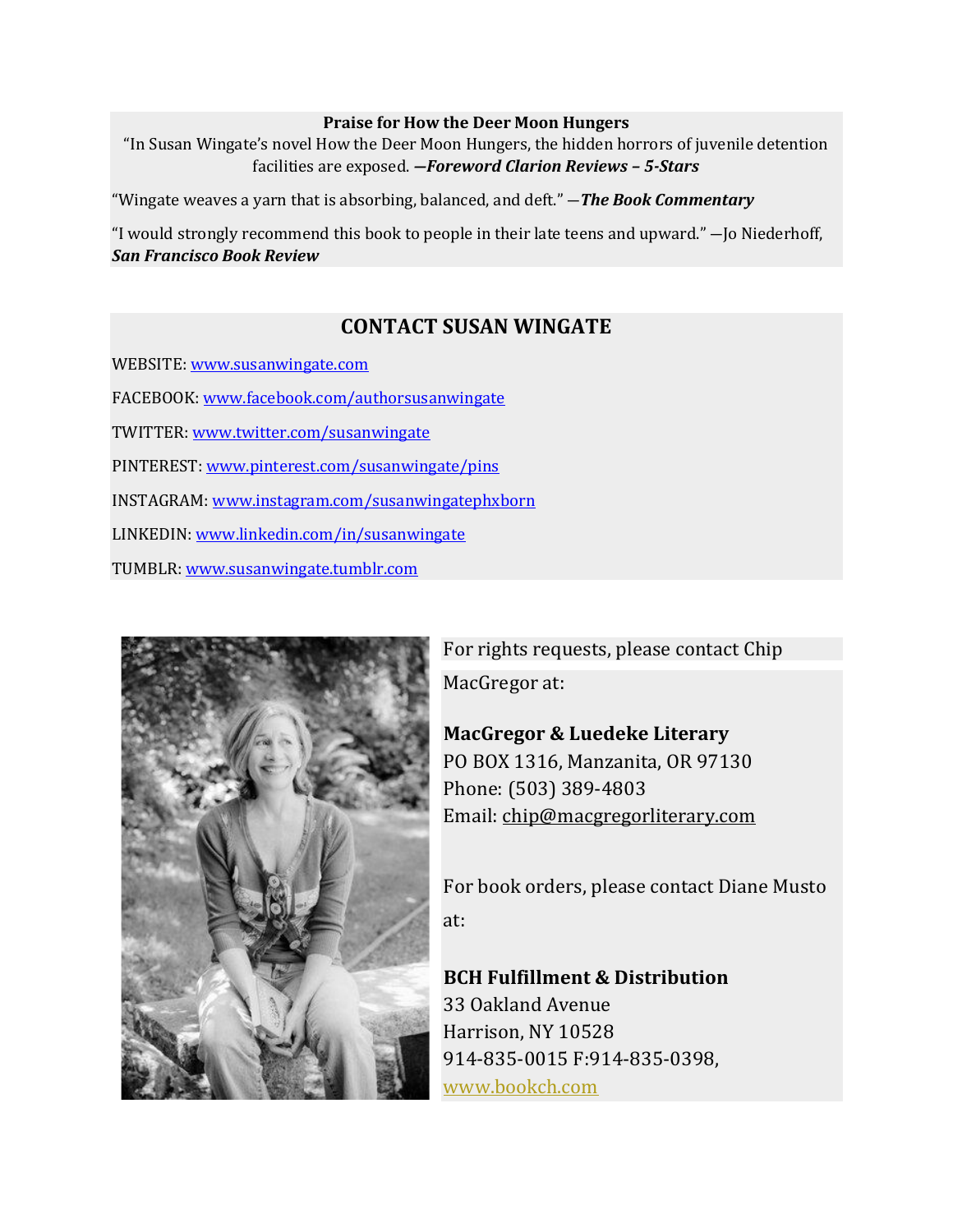**Praise for How the Deer Moon Hungers**

"In Susan Wingate's novel How the Deer Moon Hungers, the hidden horrors of juvenile detention facilities are exposed. —***Foreword Clarion Reviews – 5-Stars***

"Wingate weaves a yarn that is absorbing, balanced, and deft." —***The Book Commentary***

"I would strongly recommend this book to people in their late teens and upward." —Jo Niederhoff, ***San Francisco Book Review***

## CONTACT SUSAN WINGATE

WEBSITE: www.susanwingate.com

FACEBOOK: www.facebook.com/authorsusanwingate

TWITTER: www.twitter.com/susanwingate

PINTEREST: www.pinterest.com/susanwingate/pins

INSTAGRAM: www.instagram.com/susanwingatephxborn

LINKEDIN: www.linkedin.com/in/susanwingate

TUMBLR: www.susanwingate.tumblr.com

For rights requests, please contact Chip MacGregor at:

**MacGregor & Luedeke Literary**
PO BOX 1316, Manzanita, OR 97130
Phone: (503) 389-4803
Email: chip@macgregorliterary.com

For book orders, please contact Diane Musto at:

**BCH Fulfillment & Distribution**
33 Oakland Avenue
Harrison, NY 10528
914-835-0015 F:914-835-0398,
www.bookch.com